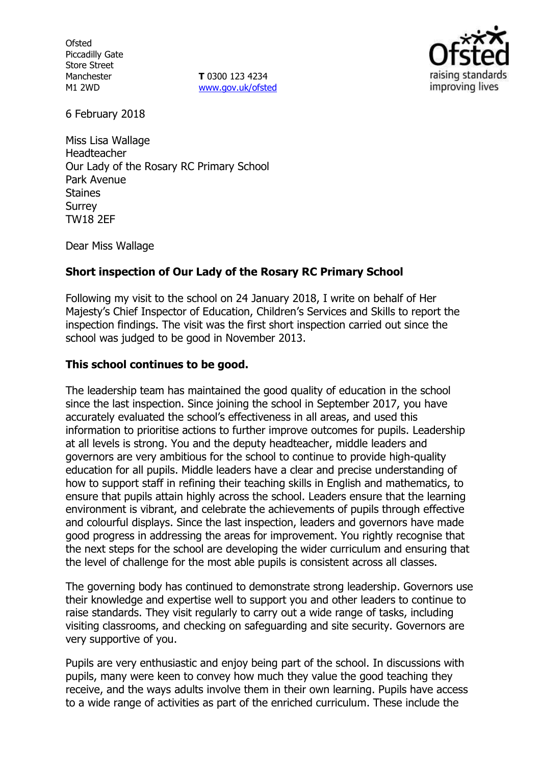Ofsted
Piccadilly Gate
Store Street
Manchester
M1 2WD

**T** 0300 123 4234
www.gov.uk/ofsted

6 February 2018

Miss Lisa Wallage
Headteacher
Our Lady of the Rosary RC Primary School
Park Avenue
Staines
Surrey
TW18 2EF

Dear Miss Wallage

**Short inspection of Our Lady of the Rosary RC Primary School**

Following my visit to the school on 24 January 2018, I write on behalf of Her Majesty's Chief Inspector of Education, Children's Services and Skills to report the inspection findings. The visit was the first short inspection carried out since the school was judged to be good in November 2013.

**This school continues to be good.**

The leadership team has maintained the good quality of education in the school since the last inspection. Since joining the school in September 2017, you have accurately evaluated the school's effectiveness in all areas, and used this information to prioritise actions to further improve outcomes for pupils. Leadership at all levels is strong. You and the deputy headteacher, middle leaders and governors are very ambitious for the school to continue to provide high-quality education for all pupils. Middle leaders have a clear and precise understanding of how to support staff in refining their teaching skills in English and mathematics, to ensure that pupils attain highly across the school. Leaders ensure that the learning environment is vibrant, and celebrate the achievements of pupils through effective and colourful displays. Since the last inspection, leaders and governors have made good progress in addressing the areas for improvement. You rightly recognise that the next steps for the school are developing the wider curriculum and ensuring that the level of challenge for the most able pupils is consistent across all classes.

The governing body has continued to demonstrate strong leadership. Governors use their knowledge and expertise well to support you and other leaders to continue to raise standards. They visit regularly to carry out a wide range of tasks, including visiting classrooms, and checking on safeguarding and site security. Governors are very supportive of you.

Pupils are very enthusiastic and enjoy being part of the school. In discussions with pupils, many were keen to convey how much they value the good teaching they receive, and the ways adults involve them in their own learning. Pupils have access to a wide range of activities as part of the enriched curriculum. These include the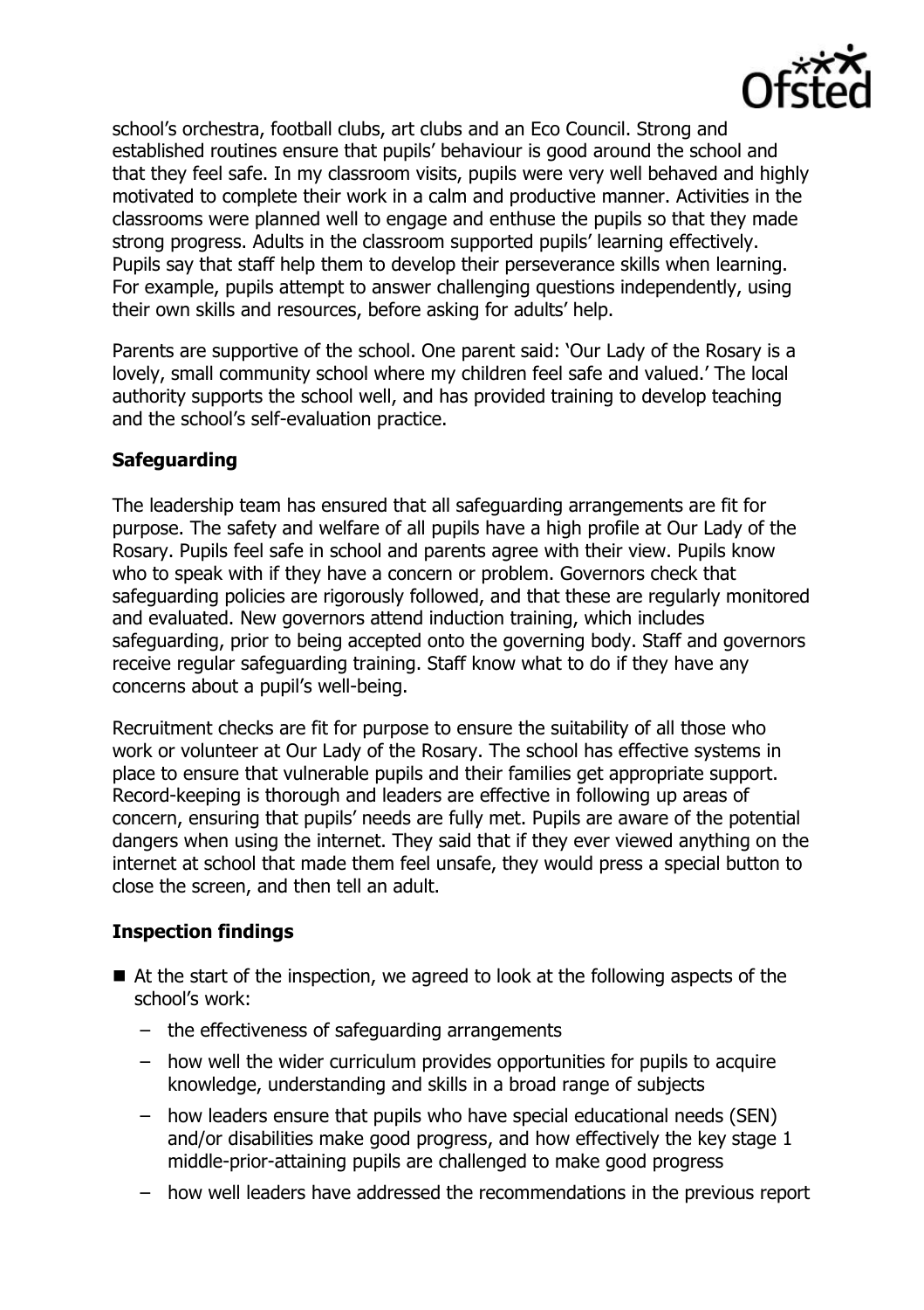school's orchestra, football clubs, art clubs and an Eco Council. Strong and established routines ensure that pupils' behaviour is good around the school and that they feel safe. In my classroom visits, pupils were very well behaved and highly motivated to complete their work in a calm and productive manner. Activities in the classrooms were planned well to engage and enthuse the pupils so that they made strong progress. Adults in the classroom supported pupils' learning effectively. Pupils say that staff help them to develop their perseverance skills when learning. For example, pupils attempt to answer challenging questions independently, using their own skills and resources, before asking for adults' help.

Parents are supportive of the school. One parent said: 'Our Lady of the Rosary is a lovely, small community school where my children feel safe and valued.' The local authority supports the school well, and has provided training to develop teaching and the school's self-evaluation practice.

### Safeguarding

The leadership team has ensured that all safeguarding arrangements are fit for purpose. The safety and welfare of all pupils have a high profile at Our Lady of the Rosary. Pupils feel safe in school and parents agree with their view. Pupils know who to speak with if they have a concern or problem. Governors check that safeguarding policies are rigorously followed, and that these are regularly monitored and evaluated. New governors attend induction training, which includes safeguarding, prior to being accepted onto the governing body. Staff and governors receive regular safeguarding training. Staff know what to do if they have any concerns about a pupil's well-being.

Recruitment checks are fit for purpose to ensure the suitability of all those who work or volunteer at Our Lady of the Rosary. The school has effective systems in place to ensure that vulnerable pupils and their families get appropriate support. Record-keeping is thorough and leaders are effective in following up areas of concern, ensuring that pupils' needs are fully met. Pupils are aware of the potential dangers when using the internet. They said that if they ever viewed anything on the internet at school that made them feel unsafe, they would press a special button to close the screen, and then tell an adult.

### Inspection findings

- At the start of the inspection, we agreed to look at the following aspects of the school's work:
  - the effectiveness of safeguarding arrangements
  - how well the wider curriculum provides opportunities for pupils to acquire knowledge, understanding and skills in a broad range of subjects
  - how leaders ensure that pupils who have special educational needs (SEN) and/or disabilities make good progress, and how effectively the key stage 1 middle-prior-attaining pupils are challenged to make good progress
  - how well leaders have addressed the recommendations in the previous report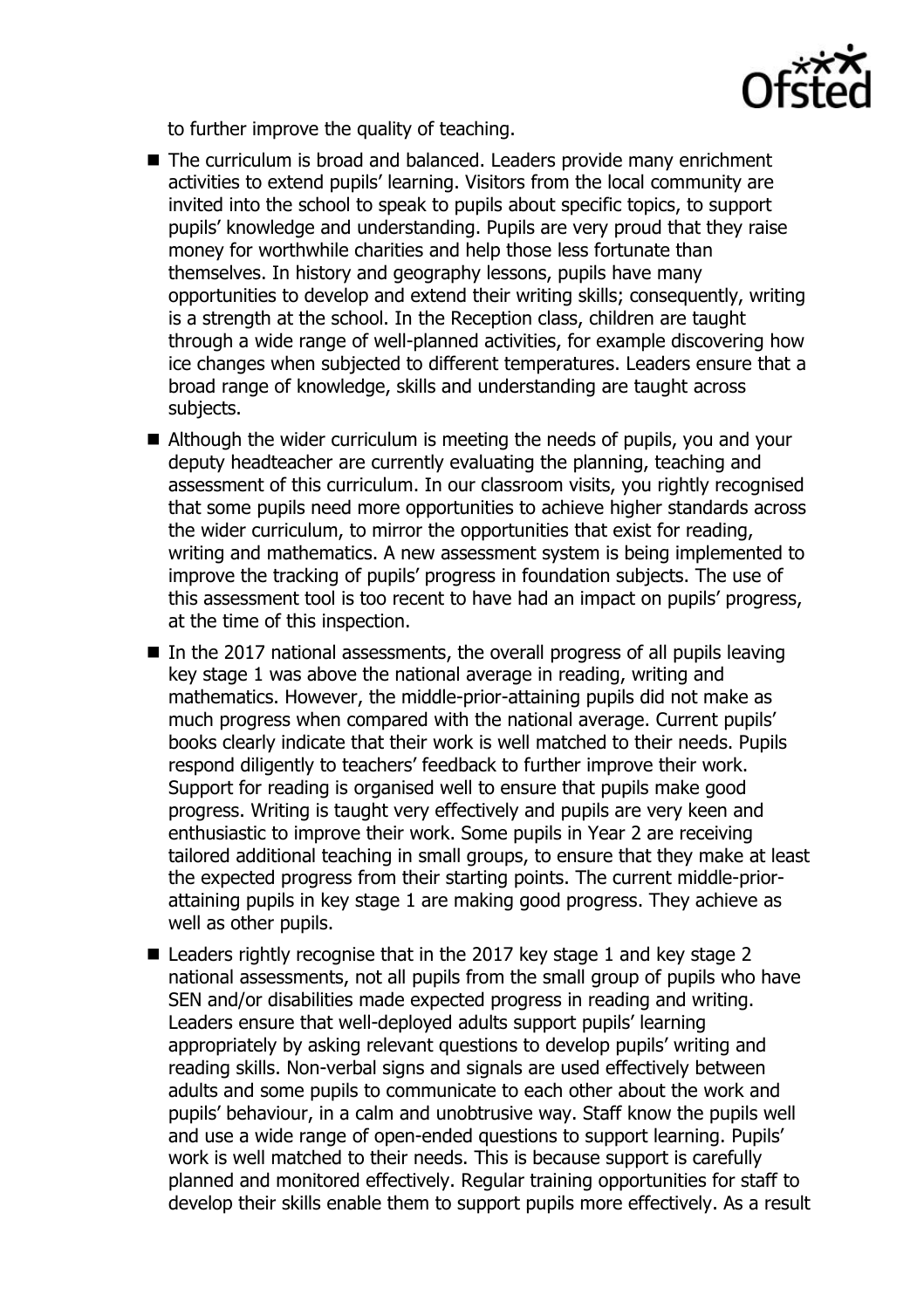to further improve the quality of teaching.

- The curriculum is broad and balanced. Leaders provide many enrichment activities to extend pupils' learning. Visitors from the local community are invited into the school to speak to pupils about specific topics, to support pupils' knowledge and understanding. Pupils are very proud that they raise money for worthwhile charities and help those less fortunate than themselves. In history and geography lessons, pupils have many opportunities to develop and extend their writing skills; consequently, writing is a strength at the school. In the Reception class, children are taught through a wide range of well-planned activities, for example discovering how ice changes when subjected to different temperatures. Leaders ensure that a broad range of knowledge, skills and understanding are taught across subjects.
- Although the wider curriculum is meeting the needs of pupils, you and your deputy headteacher are currently evaluating the planning, teaching and assessment of this curriculum. In our classroom visits, you rightly recognised that some pupils need more opportunities to achieve higher standards across the wider curriculum, to mirror the opportunities that exist for reading, writing and mathematics. A new assessment system is being implemented to improve the tracking of pupils' progress in foundation subjects. The use of this assessment tool is too recent to have had an impact on pupils' progress, at the time of this inspection.
- In the 2017 national assessments, the overall progress of all pupils leaving key stage 1 was above the national average in reading, writing and mathematics. However, the middle-prior-attaining pupils did not make as much progress when compared with the national average. Current pupils' books clearly indicate that their work is well matched to their needs. Pupils respond diligently to teachers' feedback to further improve their work. Support for reading is organised well to ensure that pupils make good progress. Writing is taught very effectively and pupils are very keen and enthusiastic to improve their work. Some pupils in Year 2 are receiving tailored additional teaching in small groups, to ensure that they make at least the expected progress from their starting points. The current middle-prior-attaining pupils in key stage 1 are making good progress. They achieve as well as other pupils.
- Leaders rightly recognise that in the 2017 key stage 1 and key stage 2 national assessments, not all pupils from the small group of pupils who have SEN and/or disabilities made expected progress in reading and writing. Leaders ensure that well-deployed adults support pupils' learning appropriately by asking relevant questions to develop pupils' writing and reading skills. Non-verbal signs and signals are used effectively between adults and some pupils to communicate to each other about the work and pupils' behaviour, in a calm and unobtrusive way. Staff know the pupils well and use a wide range of open-ended questions to support learning. Pupils' work is well matched to their needs. This is because support is carefully planned and monitored effectively. Regular training opportunities for staff to develop their skills enable them to support pupils more effectively. As a result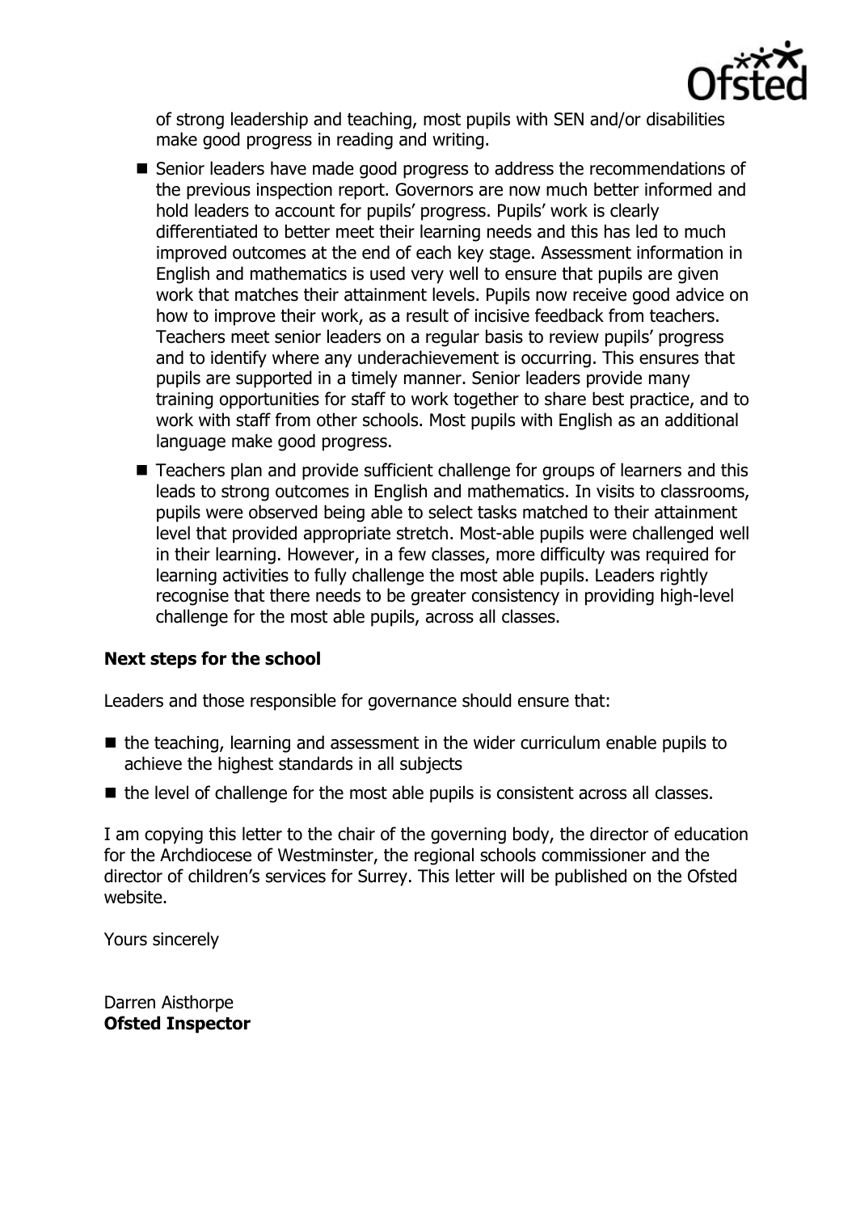of strong leadership and teaching, most pupils with SEN and/or disabilities make good progress in reading and writing.

- Senior leaders have made good progress to address the recommendations of the previous inspection report. Governors are now much better informed and hold leaders to account for pupils' progress. Pupils' work is clearly differentiated to better meet their learning needs and this has led to much improved outcomes at the end of each key stage. Assessment information in English and mathematics is used very well to ensure that pupils are given work that matches their attainment levels. Pupils now receive good advice on how to improve their work, as a result of incisive feedback from teachers. Teachers meet senior leaders on a regular basis to review pupils' progress and to identify where any underachievement is occurring. This ensures that pupils are supported in a timely manner. Senior leaders provide many training opportunities for staff to work together to share best practice, and to work with staff from other schools. Most pupils with English as an additional language make good progress.
- Teachers plan and provide sufficient challenge for groups of learners and this leads to strong outcomes in English and mathematics. In visits to classrooms, pupils were observed being able to select tasks matched to their attainment level that provided appropriate stretch. Most-able pupils were challenged well in their learning. However, in a few classes, more difficulty was required for learning activities to fully challenge the most able pupils. Leaders rightly recognise that there needs to be greater consistency in providing high-level challenge for the most able pupils, across all classes.

**Next steps for the school**

Leaders and those responsible for governance should ensure that:

- the teaching, learning and assessment in the wider curriculum enable pupils to achieve the highest standards in all subjects
- the level of challenge for the most able pupils is consistent across all classes.

I am copying this letter to the chair of the governing body, the director of education for the Archdiocese of Westminster, the regional schools commissioner and the director of children's services for Surrey. This letter will be published on the Ofsted website.

Yours sincerely

Darren Aisthorpe
**Ofsted Inspector**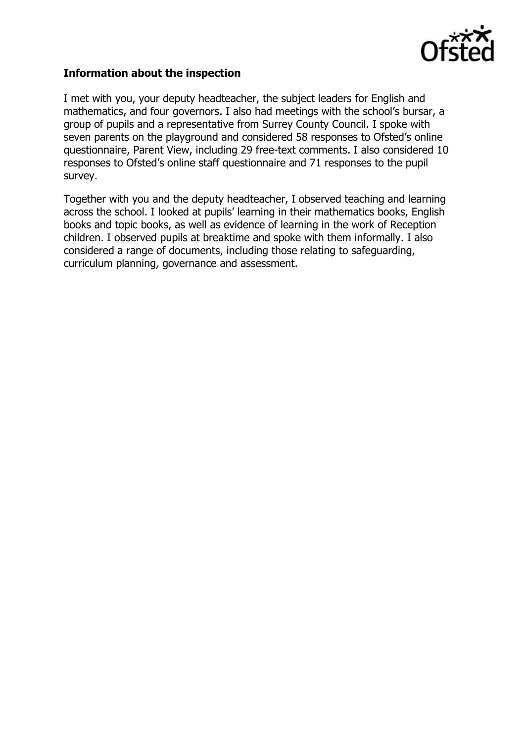**Information about the inspection**

I met with you, your deputy headteacher, the subject leaders for English and mathematics, and four governors. I also had meetings with the school's bursar, a group of pupils and a representative from Surrey County Council. I spoke with seven parents on the playground and considered 58 responses to Ofsted's online questionnaire, Parent View, including 29 free-text comments. I also considered 10 responses to Ofsted's online staff questionnaire and 71 responses to the pupil survey.

Together with you and the deputy headteacher, I observed teaching and learning across the school. I looked at pupils' learning in their mathematics books, English books and topic books, as well as evidence of learning in the work of Reception children. I observed pupils at breaktime and spoke with them informally. I also considered a range of documents, including those relating to safeguarding, curriculum planning, governance and assessment.